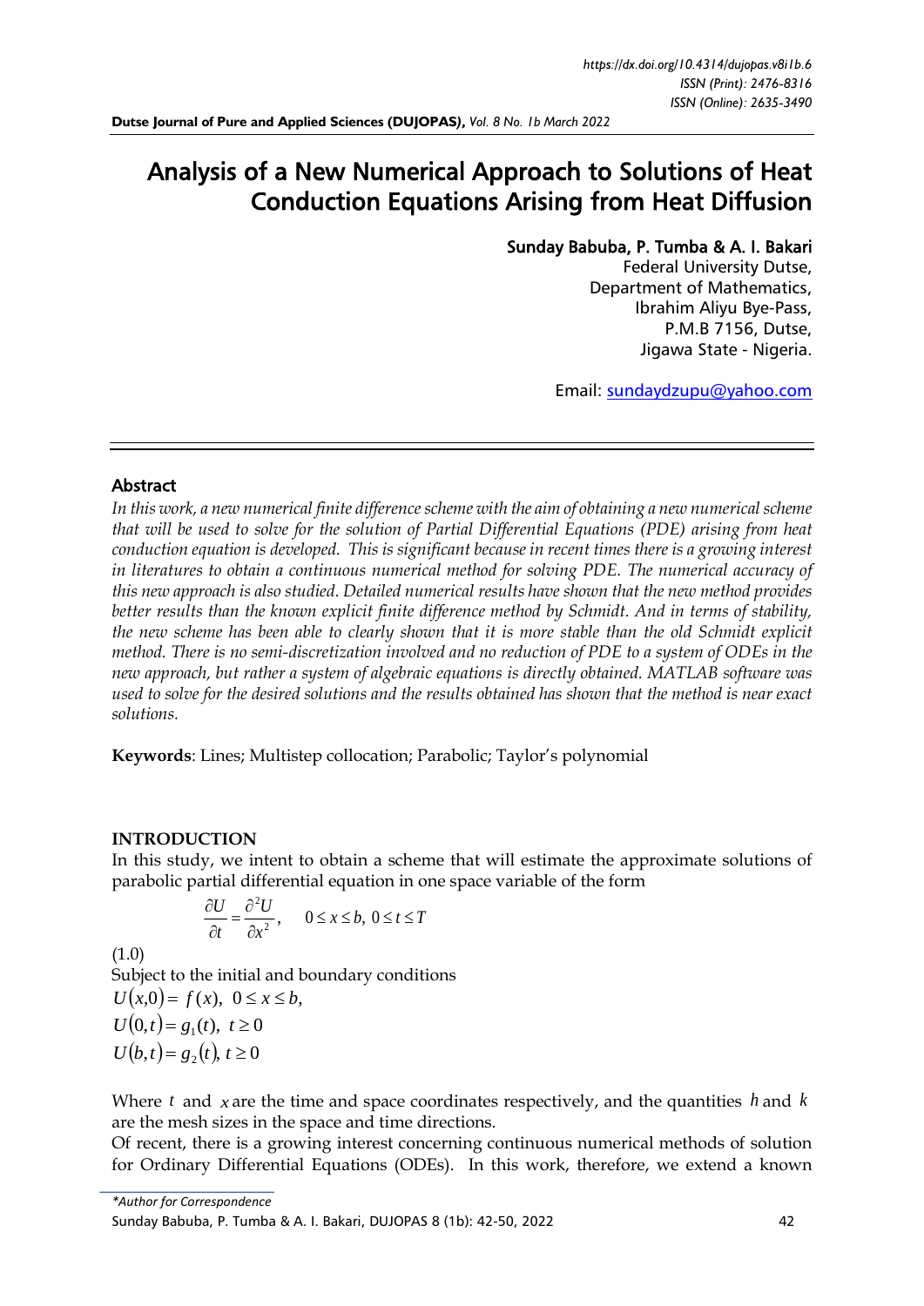# Analysis of a New Numerical Approach to Solutions of Heat Conduction Equations Arising from Heat Diffusion

**Sunday Babuba, P. Tumba & A. I. Bakari**

Federal University Dutse,
Department of Mathematics,
Ibrahim Aliyu Bye-Pass,
P.M.B 7156, Dutse,
Jigawa State - Nigeria.

Email: sundaydzupu@yahoo.com

## Abstract

*In this work, a new numerical finite difference scheme with the aim of obtaining a new numerical scheme that will be used to solve for the solution of Partial Differential Equations (PDE) arising from heat conduction equation is developed. This is significant because in recent times there is a growing interest in literatures to obtain a continuous numerical method for solving PDE. The numerical accuracy of this new approach is also studied. Detailed numerical results have shown that the new method provides better results than the known explicit finite difference method by Schmidt. And in terms of stability, the new scheme has been able to clearly shown that it is more stable than the old Schmidt explicit method. There is no semi-discretization involved and no reduction of PDE to a system of ODEs in the new approach, but rather a system of algebraic equations is directly obtained. MATLAB software was used to solve for the desired solutions and the results obtained has shown that the method is near exact solutions.*

**Keywords**: Lines; Multistep collocation; Parabolic; Taylor's polynomial

## INTRODUCTION

In this study, we intent to obtain a scheme that will estimate the approximate solutions of parabolic partial differential equation in one space variable of the form

$$\frac{\partial U}{\partial t} = \frac{\partial^2 U}{\partial x^2}, \quad 0 \le x \le b,\ 0 \le t \le T$$

(1.0)

Subject to the initial and boundary conditions

$U(x,0) = f(x),\ 0 \le x \le b,$

$U(0,t) = g_1(t),\ t \ge 0$

$U(b,t) = g_2(t),\ t \ge 0$

Where $t$ and $x$ are the time and space coordinates respectively, and the quantities $h$ and $k$ are the mesh sizes in the space and time directions.

Of recent, there is a growing interest concerning continuous numerical methods of solution for Ordinary Differential Equations (ODEs). In this work, therefore, we extend a known

*\*Author for Correspondence*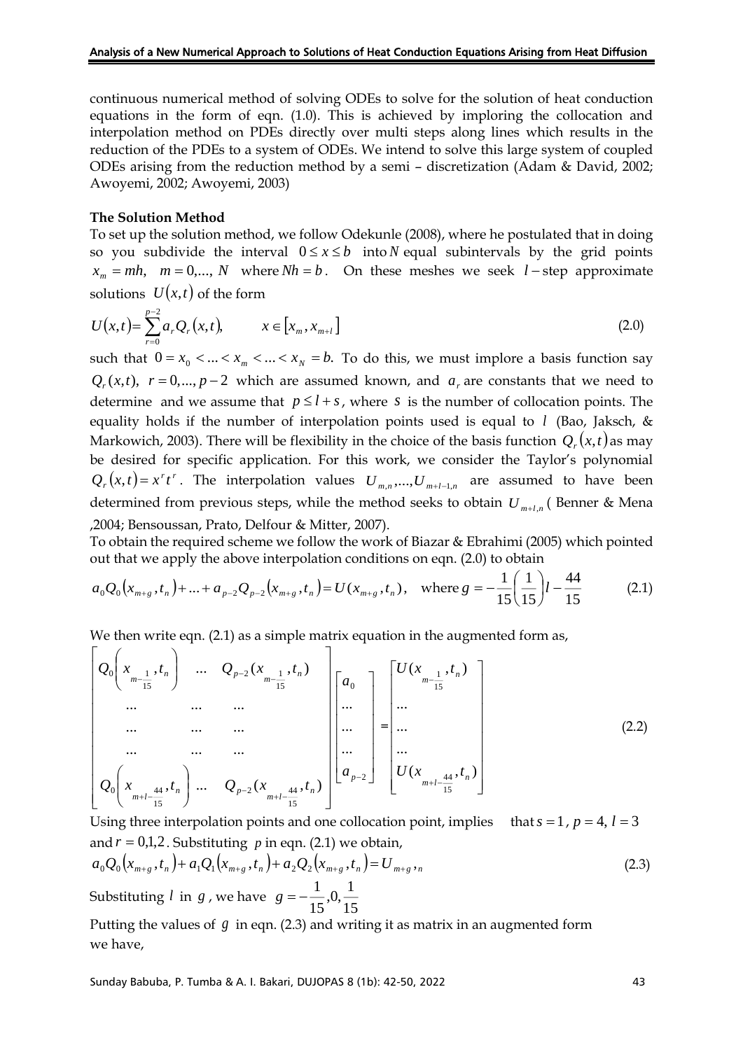continuous numerical method of solving ODEs to solve for the solution of heat conduction equations in the form of eqn. (1.0). This is achieved by imploring the collocation and interpolation method on PDEs directly over multi steps along lines which results in the reduction of the PDEs to a system of ODEs. We intend to solve this large system of coupled ODEs arising from the reduction method by a semi – discretization (Adam & David, 2002; Awoyemi, 2002; Awoyemi, 2003)

**The Solution Method**

To set up the solution method, we follow Odekunle (2008), where he postulated that in doing so you subdivide the interval $0 \le x \le b$ into $N$ equal subintervals by the grid points $x_m = mh, \quad m = 0,..., N$ where $Nh = b$. On these meshes we seek $l-$step approximate solutions $U(x,t)$ of the form

$$U(x,t) = \sum_{r=0}^{p-2} a_r Q_r(x,t), \qquad x \in [x_m, x_{m+l}] \tag{2.0}$$

such that $0 = x_0 < ... < x_m < ... < x_N = b.$ To do this, we must implore a basis function say $Q_r(x,t), \ r = 0,..., p-2$ which are assumed known, and $a_r$ are constants that we need to determine and we assume that $p \le l + s$, where $s$ is the number of collocation points. The equality holds if the number of interpolation points used is equal to $l$ (Bao, Jaksch, & Markowich, 2003). There will be flexibility in the choice of the basis function $Q_r(x,t)$ as may be desired for specific application. For this work, we consider the Taylor's polynomial $Q_r(x,t) = x^r t^r$. The interpolation values $U_{m,n},...,U_{m+l-1,n}$ are assumed to have been determined from previous steps, while the method seeks to obtain $U_{m+l,n}$ ( Benner & Mena ,2004; Bensoussan, Prato, Delfour & Mitter, 2007).

To obtain the required scheme we follow the work of Biazar & Ebrahimi (2005) which pointed out that we apply the above interpolation conditions on eqn. (2.0) to obtain

$$a_0 Q_0(x_{m+g}, t_n) + ... + a_{p-2} Q_{p-2}(x_{m+g}, t_n) = U(x_{m+g}, t_n), \quad \text{where } g = -\frac{1}{15}\left(\frac{1}{15}\right)l - \frac{44}{15} \tag{2.1}$$

We then write eqn. (2.1) as a simple matrix equation in the augmented form as,

$$\begin{bmatrix} Q_0\left(x_{m-\frac{1}{15}}, t_n\right) & ... & Q_{p-2}(x_{m-\frac{1}{15}}, t_n) \\ ... & ... & ... \\ ... & ... & ... \\ ... & ... & ... \\ Q_0\left(x_{m+l-\frac{44}{15}}, t_n\right) & ... & Q_{p-2}(x_{m+l-\frac{44}{15}}, t_n) \end{bmatrix} \begin{bmatrix} a_0 \\ ... \\ ... \\ ... \\ a_{p-2} \end{bmatrix} = \begin{bmatrix} U(x_{m-\frac{1}{15}}, t_n) \\ ... \\ ... \\ ... \\ U(x_{m+l-\frac{44}{15}}, t_n) \end{bmatrix} \tag{2.2}$$

Using three interpolation points and one collocation point, implies that $s = 1$, $p = 4$, $l = 3$ and $r = 0,1,2$. Substituting $p$ in eqn. (2.1) we obtain,

$$a_0 Q_0(x_{m+g}, t_n) + a_1 Q_1(x_{m+g}, t_n) + a_2 Q_2(x_{m+g}, t_n) = U_{m+g}, _n \tag{2.3}$$

Substituting $l$ in $g$, we have $g = -\frac{1}{15}, 0, \frac{1}{15}$

Putting the values of $g$ in eqn. (2.3) and writing it as matrix in an augmented form we have,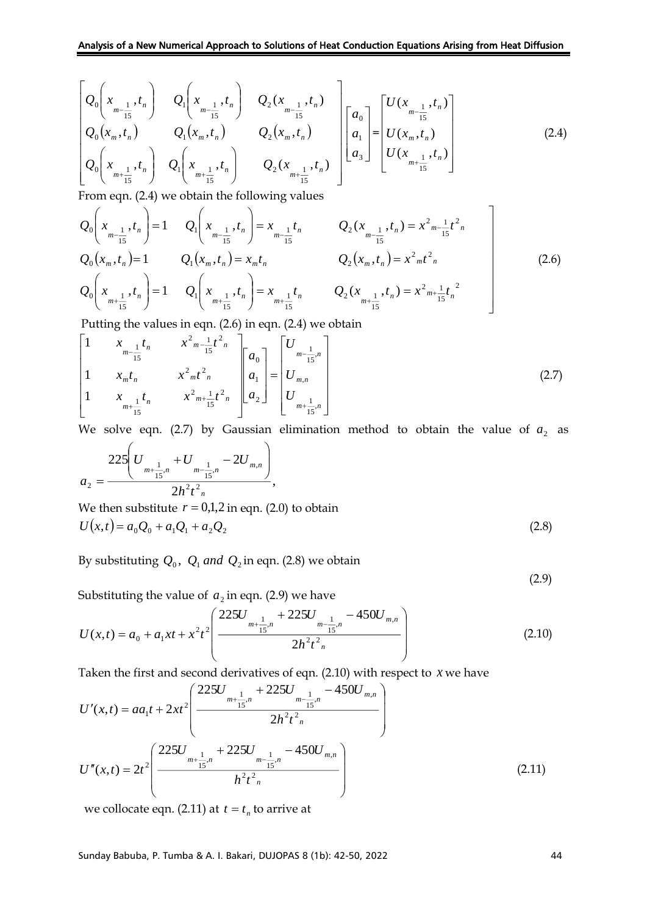$$\begin{bmatrix} Q_0\left(x_{m-\frac{1}{15}},t_n\right) & Q_1\left(x_{m-\frac{1}{15}},t_n\right) & Q_2(x_{m-\frac{1}{15}},t_n) \\ Q_0(x_m,t_n) & Q_1(x_m,t_n) & Q_2(x_m,t_n) \\ Q_0\left(x_{m+\frac{1}{15}},t_n\right) & Q_1\left(x_{m+\frac{1}{15}},t_n\right) & Q_2(x_{m+\frac{1}{15}},t_n) \end{bmatrix} \begin{bmatrix} a_0 \\ a_1 \\ a_3 \end{bmatrix} = \begin{bmatrix} U(x_{m-\frac{1}{15}},t_n) \\ U(x_m,t_n) \\ U(x_{m+\frac{1}{15}},t_n) \end{bmatrix} \tag{2.4}$$

From eqn. (2.4) we obtain the following values

$$\left.\begin{array}{lll} Q_0\left(x_{m-\frac{1}{15}},t_n\right)=1 & Q_1\left(x_{m-\frac{1}{15}},t_n\right)=x_{m-\frac{1}{15}}t_n & Q_2(x_{m-\frac{1}{15}},t_n)=x^2{}_{m-\frac{1}{15}}t^2{}_n \\ Q_0(x_m,t_n)=1 & Q_1(x_m,t_n)=x_m t_n & Q_2(x_m,t_n)=x^2{}_m t^2{}_n \\ Q_0\left(x_{m+\frac{1}{15}},t_n\right)=1 & Q_1\left(x_{m+\frac{1}{15}},t_n\right)=x_{m+\frac{1}{15}}t_n & Q_2(x_{m+\frac{1}{15}},t_n)=x^2{}_{m+\frac{1}{15}}t_n{}^2 \end{array}\right] \tag{2.6}$$

Putting the values in eqn. (2.6) in eqn. (2.4) we obtain

$$\begin{bmatrix} 1 & x_{m-\frac{1}{15}}t_n & x^2{}_{m-\frac{1}{15}}t^2{}_n \\ 1 & x_m t_n & x^2{}_m t^2{}_n \\ 1 & x_{m+\frac{1}{15}}t_n & x^2{}_{m+\frac{1}{15}}t^2{}_n \end{bmatrix} \begin{bmatrix} a_0 \\ a_1 \\ a_2 \end{bmatrix} = \begin{bmatrix} U_{m-\frac{1}{15},n} \\ U_{m,n} \\ U_{m+\frac{1}{15},n} \end{bmatrix} \tag{2.7}$$

We solve eqn. (2.7) by Gaussian elimination method to obtain the value of $a_2$ as

$$a_2 = \frac{225\left(U_{m+\frac{1}{15},n} + U_{m-\frac{1}{15},n} - 2U_{m,n}\right)}{2h^2t^2{}_n},$$

We then substitute $r = 0,1,2$ in eqn. (2.0) to obtain

$$U(x,t) = a_0Q_0 + a_1Q_1 + a_2Q_2 \tag{2.8}$$

By substituting $Q_0$, $Q_1$ *and* $Q_2$ in eqn. (2.8) we obtain

$$\tag{2.9}$$

Substituting the value of $a_2$ in eqn. (2.9) we have

$$U(x,t) = a_0 + a_1xt + x^2t^2\left(\frac{225U_{m+\frac{1}{15},n} + 225U_{m-\frac{1}{15},n} - 450U_{m,n}}{2h^2t^2{}_n}\right) \tag{2.10}$$

Taken the first and second derivatives of eqn. (2.10) with respect to $x$ we have

$$U'(x,t) = aa_1t + 2xt^2\left(\frac{225U_{m+\frac{1}{15},n} + 225U_{m-\frac{1}{15},n} - 450U_{m,n}}{2h^2t^2{}_n}\right)$$

$$U''(x,t) = 2t^2\left(\frac{225U_{m+\frac{1}{15},n} + 225U_{m-\frac{1}{15},n} - 450U_{m,n}}{h^2t^2{}_n}\right) \tag{2.11}$$

we collocate eqn. (2.11) at $t = t_n$ to arrive at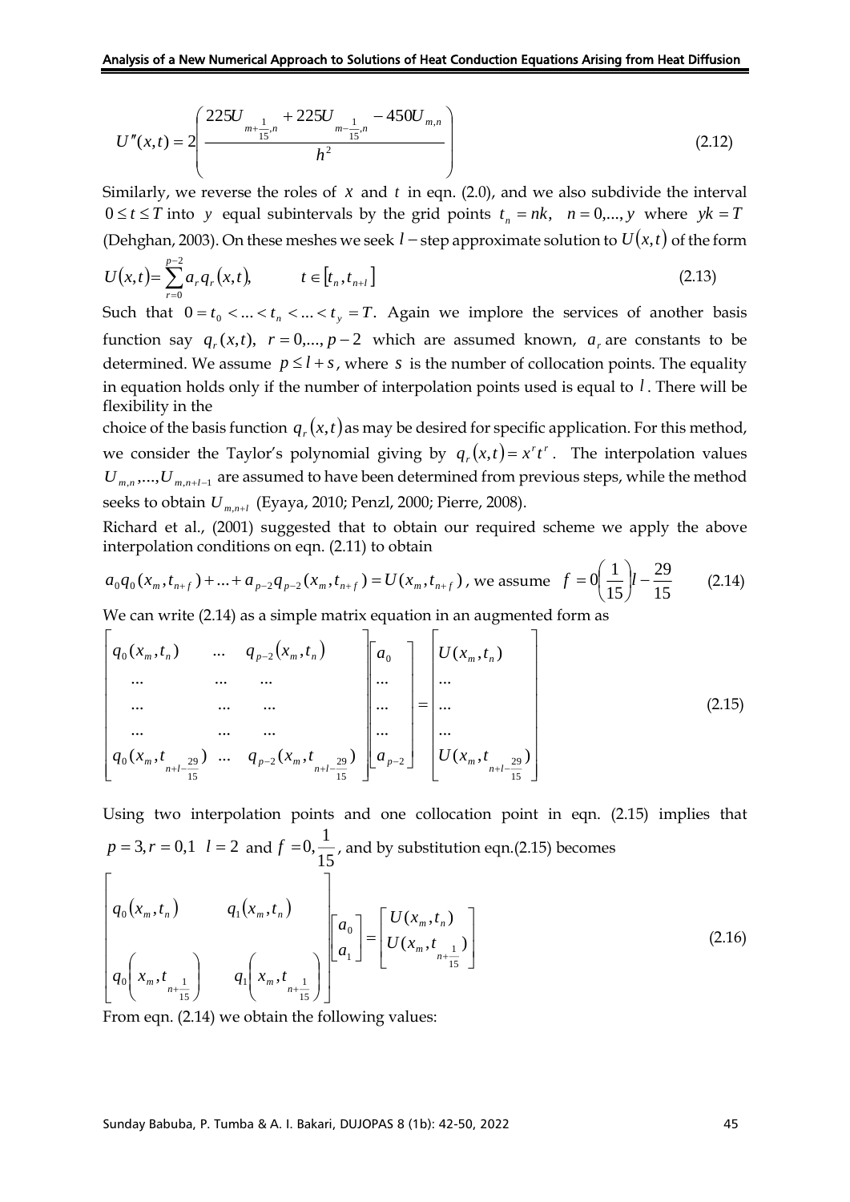$$U''(x,t) = 2\left(\frac{225U_{m+\frac{1}{15},n} + 225U_{m-\frac{1}{15},n} - 450U_{m,n}}{h^2}\right) \tag{2.12}$$

Similarly, we reverse the roles of $x$ and $t$ in eqn. (2.0), and we also subdivide the interval $0 \le t \le T$ into $y$ equal subintervals by the grid points $t_n = nk, \quad n = 0,...,y$ where $yk = T$ (Dehghan, 2003). On these meshes we seek $l-$step approximate solution to $U(x,t)$ of the form

$$U(x,t) = \sum_{r=0}^{p-2} a_r q_r(x,t), \qquad t \in [t_n, t_{n+l}] \tag{2.13}$$

Such that $0 = t_0 < ... < t_n < ... < t_y = T$. Again we implore the services of another basis function say $q_r(x,t), \ r = 0,..., p-2$ which are assumed known, $a_r$ are constants to be determined. We assume $p \le l + s$, where $s$ is the number of collocation points. The equality in equation holds only if the number of interpolation points used is equal to $l$. There will be flexibility in the

choice of the basis function $q_r(x,t)$ as may be desired for specific application. For this method, we consider the Taylor's polynomial giving by $q_r(x,t) = x^r t^r$. The interpolation values $U_{m,n},...,U_{m,n+l-1}$ are assumed to have been determined from previous steps, while the method seeks to obtain $U_{m,n+l}$ (Eyaya, 2010; Penzl, 2000; Pierre, 2008).

Richard et al., (2001) suggested that to obtain our required scheme we apply the above interpolation conditions on eqn. (2.11) to obtain

$$a_0 q_0(x_m, t_{n+f}) + ... + a_{p-2} q_{p-2}(x_m, t_{n+f}) = U(x_m, t_{n+f}), \text{ we assume } f = 0\left(\frac{1}{15}\right)l - \frac{29}{15} \tag{2.14}$$

We can write (2.14) as a simple matrix equation in an augmented form as

$$\begin{bmatrix} q_0(x_m,t_n) & ... & q_{p-2}(x_m,t_n) \\ ... & ... & ... \\ ... & ... & ... \\ ... & ... & ... \\ q_0(x_m,t_{n+l-\frac{29}{15}}) & ... & q_{p-2}(x_m,t_{n+l-\frac{29}{15}}) \end{bmatrix} \begin{bmatrix} a_0 \\ ... \\ ... \\ ... \\ a_{p-2} \end{bmatrix} = \begin{bmatrix} U(x_m,t_n) \\ ... \\ ... \\ ... \\ U(x_m,t_{n+l-\frac{29}{15}}) \end{bmatrix} \tag{2.15}$$

Using two interpolation points and one collocation point in eqn. (2.15) implies that $p = 3, r = 0,1 \ \ l = 2$ and $f = 0, \frac{1}{15}$, and by substitution eqn.(2.15) becomes

$$\begin{bmatrix} q_0(x_m,t_n) & q_1(x_m,t_n) \\ q_0\left(x_m, t_{n+\frac{1}{15}}\right) & q_1\left(x_m, t_{n+\frac{1}{15}}\right) \end{bmatrix} \begin{bmatrix} a_0 \\ a_1 \end{bmatrix} = \begin{bmatrix} U(x_m,t_n) \\ U(x_m,t_{n+\frac{1}{15}}) \end{bmatrix} \tag{2.16}$$

From eqn. (2.14) we obtain the following values: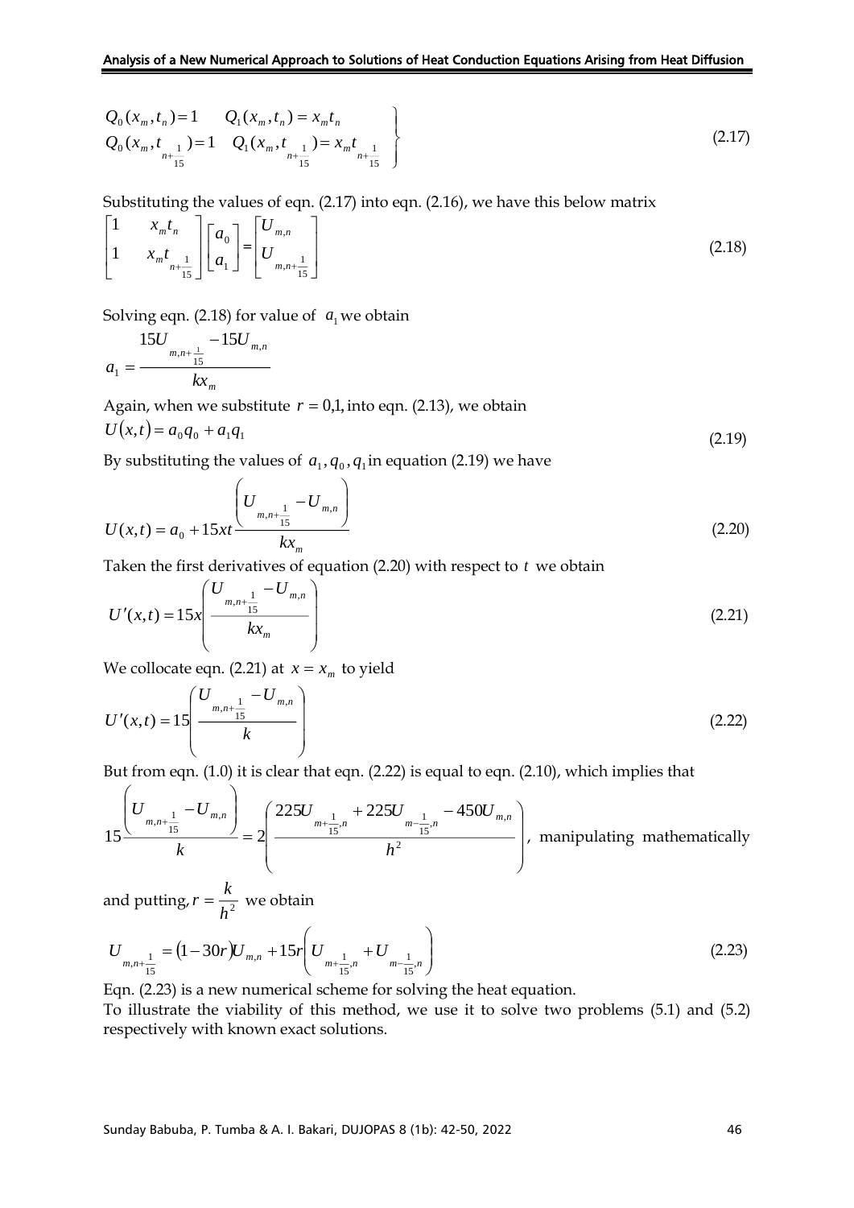$$
\left.\begin{array}{ll}
Q_0(x_m, t_n) = 1 & Q_1(x_m, t_n) = x_m t_n \\
Q_0(x_m, t_{n+\frac{1}{15}}) = 1 & Q_1(x_m, t_{n+\frac{1}{15}}) = x_m t_{n+\frac{1}{15}}
\end{array}\right\} \tag{2.17}
$$

Substituting the values of eqn. (2.17) into eqn. (2.16), we have this below matrix

$$
\begin{bmatrix} 1 & x_m t_n \\ 1 & x_m t_{n+\frac{1}{15}} \end{bmatrix} \begin{bmatrix} a_0 \\ a_1 \end{bmatrix} = \begin{bmatrix} U_{m,n} \\ U_{m,n+\frac{1}{15}} \end{bmatrix} \tag{2.18}
$$

Solving eqn. (2.18) for value of $a_1$ we obtain

$$
a_1 = \frac{15U_{m,n+\frac{1}{15}} - 15U_{m,n}}{kx_m}
$$

Again, when we substitute $r = 0,1,$ into eqn. (2.13), we obtain

$$
U(x,t) = a_0 q_0 + a_1 q_1 \tag{2.19}
$$

By substituting the values of $a_1, q_0, q_1$ in equation (2.19) we have

$$
U(x,t) = a_0 + 15xt \frac{\left( U_{m,n+\frac{1}{15}} - U_{m,n} \right)}{kx_m} \tag{2.20}
$$

Taken the first derivatives of equation (2.20) with respect to $t$ we obtain

$$
U'(x,t) = 15x \left( \frac{U_{m,n+\frac{1}{15}} - U_{m,n}}{kx_m} \right) \tag{2.21}
$$

We collocate eqn. (2.21) at $x = x_m$ to yield

$$
U'(x,t) = 15 \left( \frac{U_{m,n+\frac{1}{15}} - U_{m,n}}{k} \right) \tag{2.22}
$$

But from eqn. (1.0) it is clear that eqn. (2.22) is equal to eqn. (2.10), which implies that

$$
15 \frac{\left( U_{m,n+\frac{1}{15}} - U_{m,n} \right)}{k} = 2 \left( \frac{225U_{m+\frac{1}{15},n} + 225U_{m-\frac{1}{15},n} - 450U_{m,n}}{h^2} \right),
$$

manipulating mathematically and putting, $r = \frac{k}{h^2}$ we obtain

$$
U_{m,n+\frac{1}{15}} = (1 - 30r)U_{m,n} + 15r \left( U_{m+\frac{1}{15},n} + U_{m-\frac{1}{15},n} \right) \tag{2.23}
$$

Eqn. (2.23) is a new numerical scheme for solving the heat equation.

To illustrate the viability of this method, we use it to solve two problems (5.1) and (5.2) respectively with known exact solutions.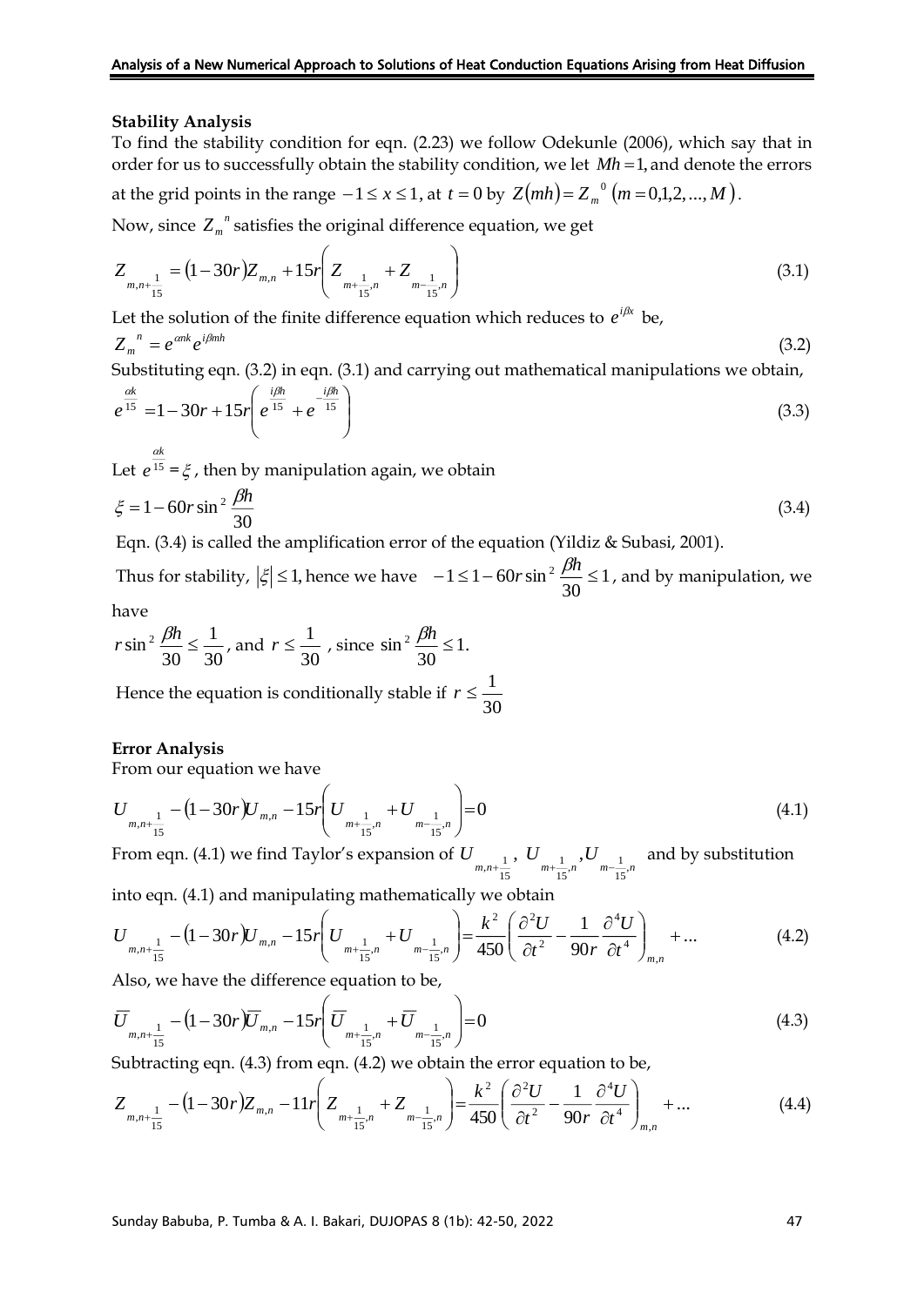**Stability Analysis**

To find the stability condition for eqn. (2.23) we follow Odekunle (2006), which say that in order for us to successfully obtain the stability condition, we let $Mh = 1$, and denote the errors at the grid points in the range $-1 \leq x \leq 1$, at $t = 0$ by $Z(mh) = Z_m^{\ 0} \ (m = 0,1,2,...,M)$.

Now, since $Z_m^{\ n}$ satisfies the original difference equation, we get

$$Z_{m,n+\frac{1}{15}} = (1-30r)Z_{m,n} + 15r\left(Z_{m+\frac{1}{15},n} + Z_{m-\frac{1}{15},n}\right) \tag{3.1}$$

Let the solution of the finite difference equation which reduces to $e^{i\beta x}$ be,

$$Z_m^{\ n} = e^{\alpha nk}e^{i\beta mh} \tag{3.2}$$

Substituting eqn. (3.2) in eqn. (3.1) and carrying out mathematical manipulations we obtain,

$$e^{\frac{\alpha k}{15}} = 1 - 30r + 15r\left(e^{\frac{i\beta h}{15}} + e^{-\frac{i\beta h}{15}}\right) \tag{3.3}$$

Let $e^{\frac{\alpha k}{15}} = \xi$, then by manipulation again, we obtain

$$\xi = 1 - 60r\sin^2\frac{\beta h}{30} \tag{3.4}$$

Eqn. (3.4) is called the amplification error of the equation (Yildiz & Subasi, 2001).

Thus for stability, $|\xi| \leq 1$, hence we have $-1 \leq 1 - 60r\sin^2\frac{\beta h}{30} \leq 1$, and by manipulation, we have

$r\sin^2\frac{\beta h}{30} \leq \frac{1}{30}$, and $r \leq \frac{1}{30}$, since $\sin^2\frac{\beta h}{30} \leq 1$.

Hence the equation is conditionally stable if $r \leq \frac{1}{30}$

**Error Analysis**

From our equation we have

$$U_{m,n+\frac{1}{15}} - (1-30r)U_{m,n} - 15r\left(U_{m+\frac{1}{15},n} + U_{m-\frac{1}{15},n}\right) = 0 \tag{4.1}$$

From eqn. (4.1) we find Taylor's expansion of $U_{m,n+\frac{1}{15}}$, $U_{m+\frac{1}{15},n}$, $U_{m-\frac{1}{15},n}$ and by substitution into eqn. (4.1) and manipulating mathematically we obtain

$$U_{m,n+\frac{1}{15}} - (1-30r)U_{m,n} - 15r\left(U_{m+\frac{1}{15},n} + U_{m-\frac{1}{15},n}\right) = \frac{k^2}{450}\left(\frac{\partial^2 U}{\partial t^2} - \frac{1}{90r}\frac{\partial^4 U}{\partial t^4}\right)_{m,n} + ... \tag{4.2}$$

Also, we have the difference equation to be,

$$\overline{U}_{m,n+\frac{1}{15}} - (1-30r)\overline{U}_{m,n} - 15r\left(\overline{U}_{m+\frac{1}{15},n} + \overline{U}_{m-\frac{1}{15},n}\right) = 0 \tag{4.3}$$

Subtracting eqn. (4.3) from eqn. (4.2) we obtain the error equation to be,

$$Z_{m,n+\frac{1}{15}} - (1-30r)Z_{m,n} - 11r\left(Z_{m+\frac{1}{15},n} + Z_{m-\frac{1}{15},n}\right) = \frac{k^2}{450}\left(\frac{\partial^2 U}{\partial t^2} - \frac{1}{90r}\frac{\partial^4 U}{\partial t^4}\right)_{m,n} + ... \tag{4.4}$$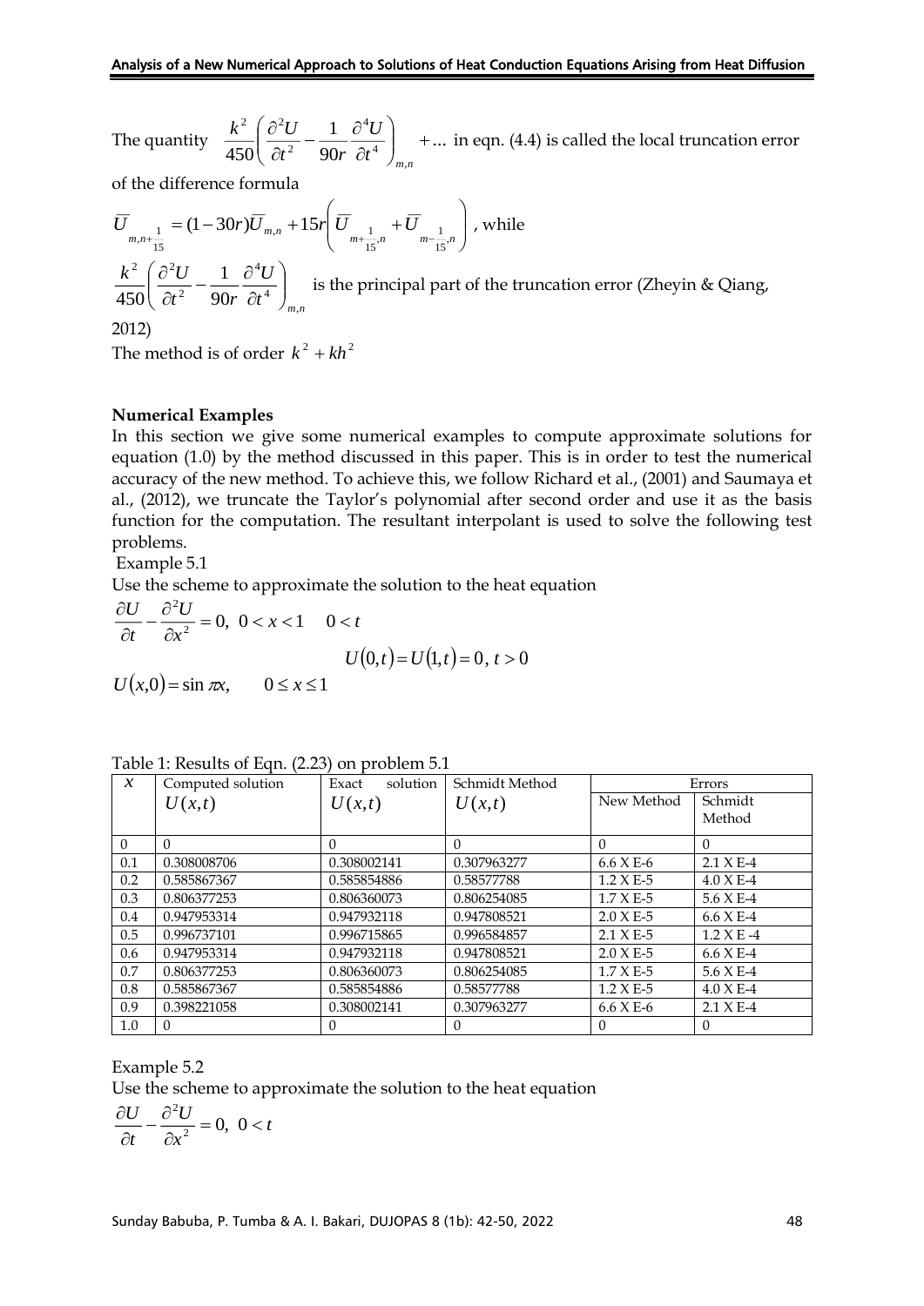The quantity $\frac{k^2}{450}\left(\frac{\partial^2 U}{\partial t^2} - \frac{1}{90r}\frac{\partial^4 U}{\partial t^4}\right)_{m,n} + \ldots$ in eqn. (4.4) is called the local truncation error of the difference formula

$$\overline{U}_{m,n+\frac{1}{15}} = (1-30r)\overline{U}_{m,n} + 15r\left(\overline{U}_{m+\frac{1}{15},n} + \overline{U}_{m-\frac{1}{15},n}\right), \text{ while}$$

$\frac{k^2}{450}\left(\frac{\partial^2 U}{\partial t^2} - \frac{1}{90r}\frac{\partial^4 U}{\partial t^4}\right)_{m,n}$ is the principal part of the truncation error (Zheyin & Qiang, 2012)

The method is of order $k^2 + kh^2$

**Numerical Examples**

In this section we give some numerical examples to compute approximate solutions for equation (1.0) by the method discussed in this paper. This is in order to test the numerical accuracy of the new method. To achieve this, we follow Richard et al., (2001) and Saumaya et al., (2012), we truncate the Taylor's polynomial after second order and use it as the basis function for the computation. The resultant interpolant is used to solve the following test problems.

Example 5.1

Use the scheme to approximate the solution to the heat equation

$$\frac{\partial U}{\partial t} - \frac{\partial^2 U}{\partial x^2} = 0, \; 0 < x < 1 \quad 0 < t$$

$$U(0,t) = U(1,t) = 0, \; t > 0$$

$$U(x,0) = \sin \pi x, \qquad 0 \leq x \leq 1$$

Table 1: Results of Eqn. (2.23) on problem 5.1

| $x$ | Computed solution $U(x,t)$ | Exact solution $U(x,t)$ | Schmidt Method $U(x,t)$ | Errors | |
|---|---|---|---|---|---|
| | | | | New Method | Schmidt Method |
| 0 | 0 | 0 | 0 | 0 | 0 |
| 0.1 | 0.308008706 | 0.308002141 | 0.307963277 | 6.6 X E-6 | 2.1 X E-4 |
| 0.2 | 0.585867367 | 0.585854886 | 0.58577788 | 1.2 X E-5 | 4.0 X E-4 |
| 0.3 | 0.806377253 | 0.806360073 | 0.806254085 | 1.7 X E-5 | 5.6 X E-4 |
| 0.4 | 0.947953314 | 0.947932118 | 0.947808521 | 2.0 X E-5 | 6.6 X E-4 |
| 0.5 | 0.996737101 | 0.996715865 | 0.996584857 | 2.1 X E-5 | 1.2 X E -4 |
| 0.6 | 0.947953314 | 0.947932118 | 0.947808521 | 2.0 X E-5 | 6.6 X E-4 |
| 0.7 | 0.806377253 | 0.806360073 | 0.806254085 | 1.7 X E-5 | 5.6 X E-4 |
| 0.8 | 0.585867367 | 0.585854886 | 0.58577788 | 1.2 X E-5 | 4.0 X E-4 |
| 0.9 | 0.398221058 | 0.308002141 | 0.307963277 | 6.6 X E-6 | 2.1 X E-4 |
| 1.0 | 0 | 0 | 0 | 0 | 0 |

Example 5.2

Use the scheme to approximate the solution to the heat equation

$$\frac{\partial U}{\partial t} - \frac{\partial^2 U}{\partial x^2} = 0, \; 0 < t$$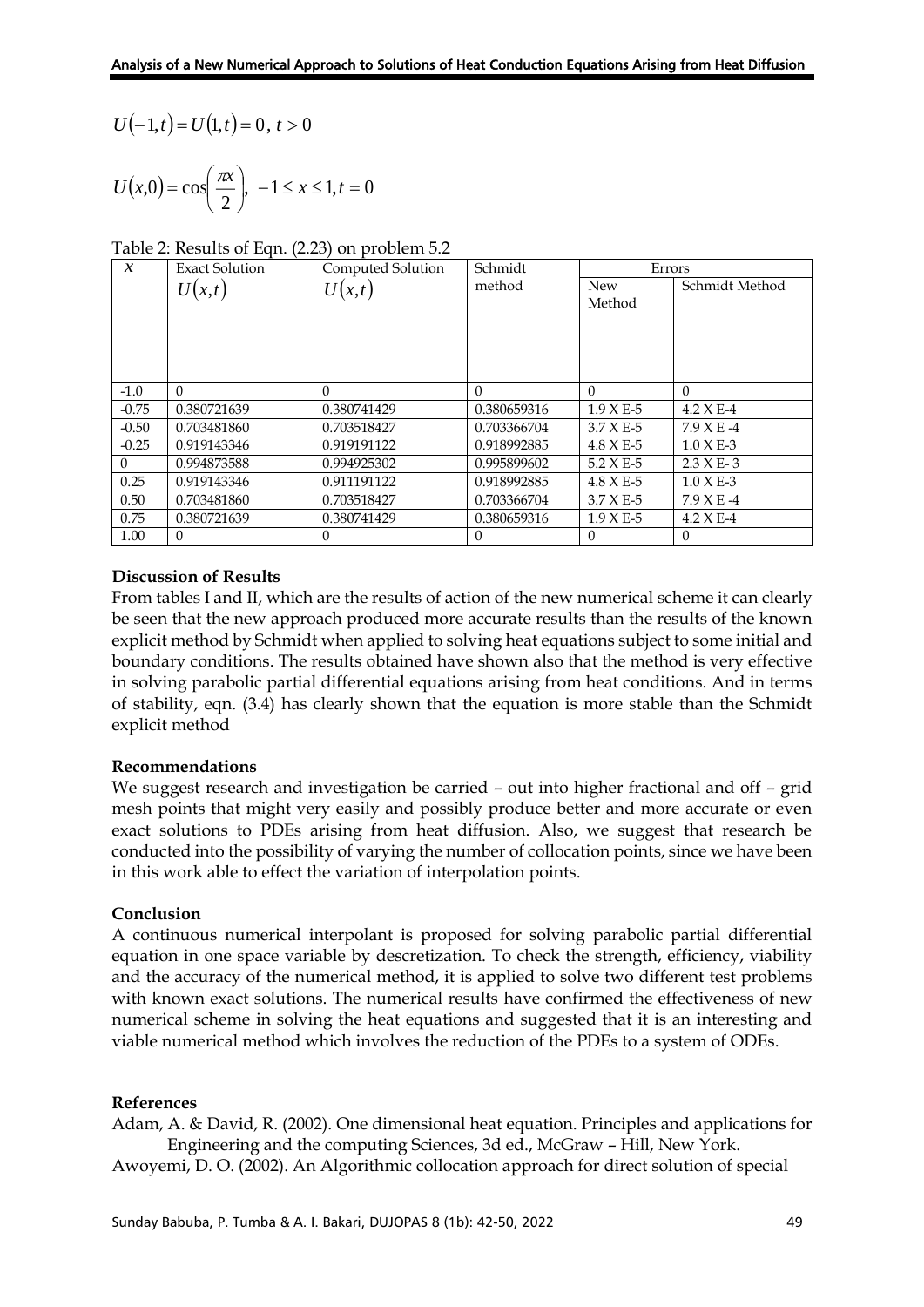$$U(-1,t) = U(1,t) = 0\,,\; t > 0$$

$$U(x,0) = \cos\left(\frac{\pi x}{2}\right),\; -1 \le x \le 1, t = 0$$

Table 2: Results of Eqn. (2.23) on problem 5.2

| $x$ | Exact Solution $U(x,t)$ | Computed Solution $U(x,t)$ | Schmidt method | Errors | |
|---|---|---|---|---|---|
| | | | | New Method | Schmidt Method |
| -1.0 | 0 | 0 | 0 | 0 | 0 |
| -0.75 | 0.380721639 | 0.380741429 | 0.380659316 | 1.9 X E-5 | 4.2 X E-4 |
| -0.50 | 0.703481860 | 0.703518427 | 0.703366704 | 3.7 X E-5 | 7.9 X E -4 |
| -0.25 | 0.919143346 | 0.919191122 | 0.918992885 | 4.8 X E-5 | 1.0 X E-3 |
| 0 | 0.994873588 | 0.994925302 | 0.995899602 | 5.2 X E-5 | 2.3 X E- 3 |
| 0.25 | 0.919143346 | 0.911191122 | 0.918992885 | 4.8 X E-5 | 1.0 X E-3 |
| 0.50 | 0.703481860 | 0.703518427 | 0.703366704 | 3.7 X E-5 | 7.9 X E -4 |
| 0.75 | 0.380721639 | 0.380741429 | 0.380659316 | 1.9 X E-5 | 4.2 X E-4 |
| 1.00 | 0 | 0 | 0 | 0 | 0 |

**Discussion of Results**

From tables I and II, which are the results of action of the new numerical scheme it can clearly be seen that the new approach produced more accurate results than the results of the known explicit method by Schmidt when applied to solving heat equations subject to some initial and boundary conditions. The results obtained have shown also that the method is very effective in solving parabolic partial differential equations arising from heat conditions. And in terms of stability, eqn. (3.4) has clearly shown that the equation is more stable than the Schmidt explicit method

**Recommendations**

We suggest research and investigation be carried – out into higher fractional and off – grid mesh points that might very easily and possibly produce better and more accurate or even exact solutions to PDEs arising from heat diffusion. Also, we suggest that research be conducted into the possibility of varying the number of collocation points, since we have been in this work able to effect the variation of interpolation points.

**Conclusion**

A continuous numerical interpolant is proposed for solving parabolic partial differential equation in one space variable by descretization. To check the strength, efficiency, viability and the accuracy of the numerical method, it is applied to solve two different test problems with known exact solutions. The numerical results have confirmed the effectiveness of new numerical scheme in solving the heat equations and suggested that it is an interesting and viable numerical method which involves the reduction of the PDEs to a system of ODEs.

**References**

Adam, A. & David, R. (2002). One dimensional heat equation. Principles and applications for Engineering and the computing Sciences, 3d ed., McGraw – Hill, New York.

Awoyemi, D. O. (2002). An Algorithmic collocation approach for direct solution of special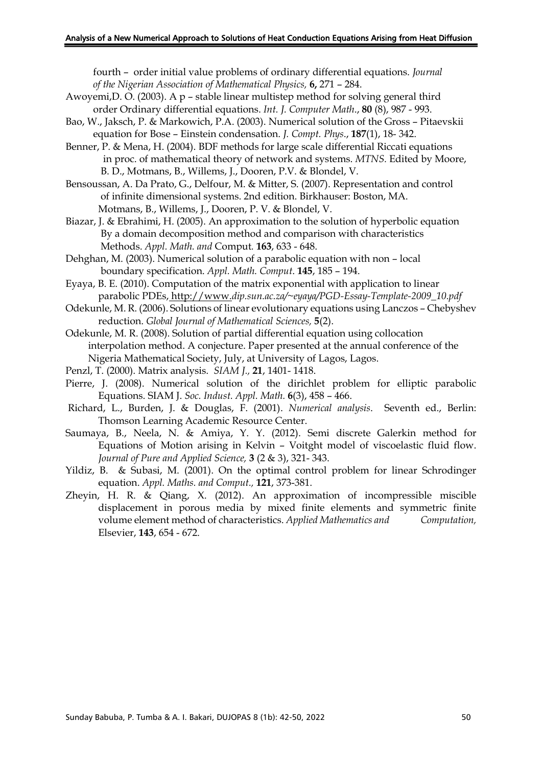fourth – order initial value problems of ordinary differential equations. *Journal of the Nigerian Association of Mathematical Physics,* **6,** 271 – 284.

Awoyemi,D. O. (2003). A p – stable linear multistep method for solving general third order Ordinary differential equations. *Int. J. Computer Math*., **80** (8), 987 - 993.

Bao, W., Jaksch, P. & Markowich, P.A. (2003). Numerical solution of the Gross – Pitaevskii equation for Bose – Einstein condensation. *J. Compt. Phys*., **187**(1), 18- 342.

Benner, P. & Mena, H. (2004). BDF methods for large scale differential Riccati equations in proc. of mathematical theory of network and systems. *MTNS*. Edited by Moore, B. D., Motmans, B., Willems, J., Dooren, P.V. & Blondel, V.

Bensoussan, A. Da Prato, G., Delfour, M. & Mitter, S. (2007). Representation and control of infinite dimensional systems. 2nd edition. Birkhauser: Boston, MA. Motmans, B., Willems, J., Dooren, P. V. & Blondel, V.

Biazar, J. & Ebrahimi, H. (2005). An approximation to the solution of hyperbolic equation By a domain decomposition method and comparison with characteristics Methods. *Appl. Math. and* Comput. **163**, 633 - 648.

Dehghan, M. (2003). Numerical solution of a parabolic equation with non – local boundary specification. *Appl. Math. Comput*. **145**, 185 – 194.

Eyaya, B. E. (2010). Computation of the matrix exponential with application to linear parabolic PDEs, http://www.*dip.sun.ac.za/~eyaya/PGD-Essay-Template-2009_10.pdf*

Odekunle, M. R. (2006). Solutions of linear evolutionary equations using Lanczos – Chebyshev reduction. *Global Journal of Mathematical Sciences,* **5**(2).

Odekunle, M. R. (2008). Solution of partial differential equation using collocation interpolation method. A conjecture. Paper presented at the annual conference of the Nigeria Mathematical Society, July, at University of Lagos, Lagos.

Penzl, T. (2000). Matrix analysis. *SIAM J.,* **21**, 1401- 1418.

Pierre, J. (2008). Numerical solution of the dirichlet problem for elliptic parabolic Equations. SIAM J. *Soc. Indust. Appl. Math.* **6**(3), 458 – 466.

Richard, L., Burden, J. & Douglas, F. (2001). *Numerical analysis*. Seventh ed., Berlin: Thomson Learning Academic Resource Center.

Saumaya, B., Neela, N. & Amiya, Y. Y. (2012). Semi discrete Galerkin method for Equations of Motion arising in Kelvin – Voitght model of viscoelastic fluid flow. *Journal of Pure and Applied Science,* **3** (2 & 3), 321- 343.

Yildiz, B. & Subasi, M. (2001). On the optimal control problem for linear Schrodinger equation. *Appl. Maths. and Comput.,* **121**, 373-381.

Zheyin, H. R. & Qiang, X. (2012). An approximation of incompressible miscible displacement in porous media by mixed finite elements and symmetric finite volume element method of characteristics. *Applied Mathematics and Computation,* Elsevier, **143**, 654 - 672.